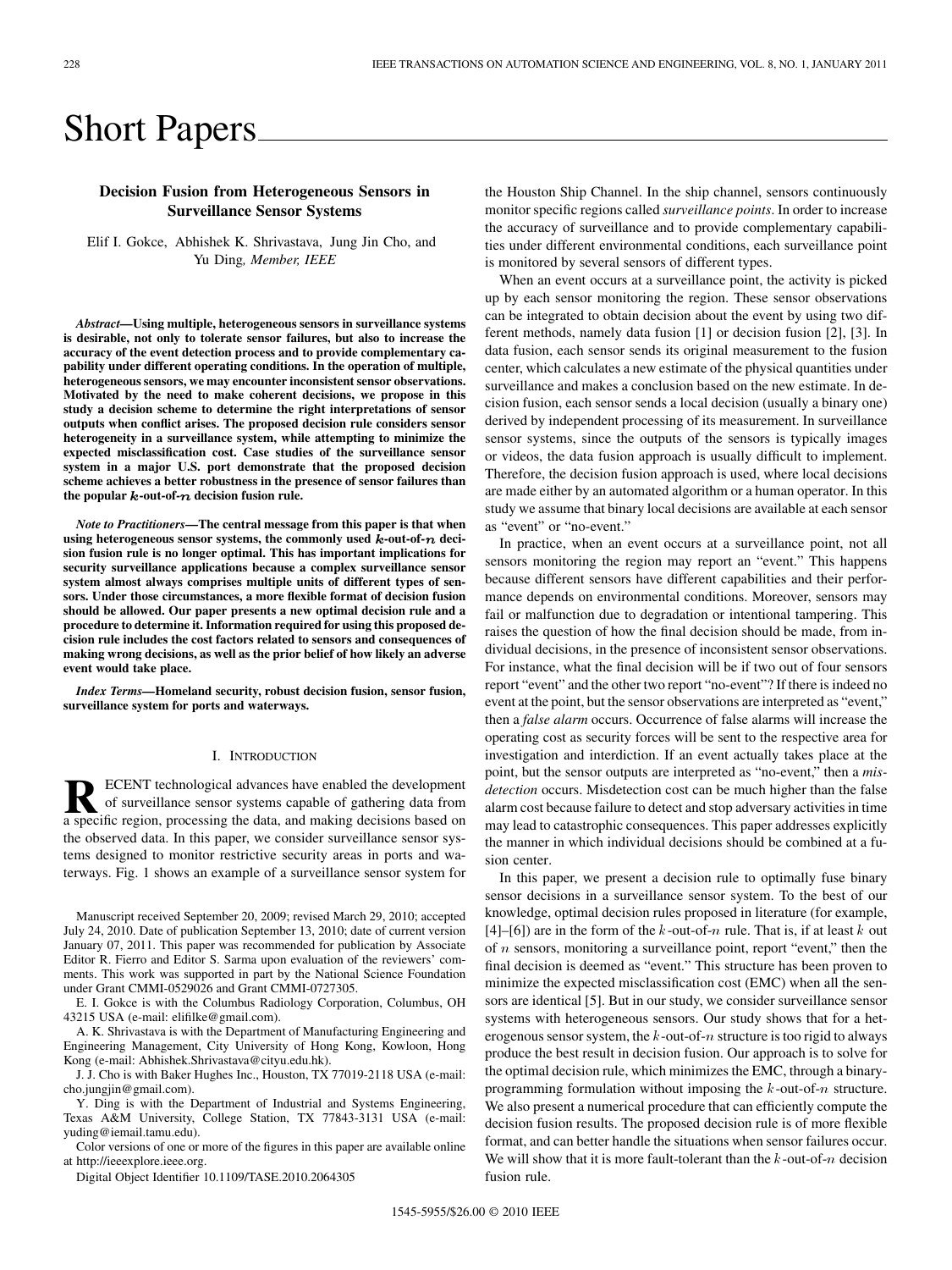# Short Papers

## Decision Fusion from Heterogeneous Sensors in Surveillance Sensor Systems

Elif I. Gokce, Abhishek K. Shrivastava, Jung Jin Cho, and Yu Ding, *Member, IEEE*

***Abstract*—Using multiple, heterogeneous sensors in surveillance systems is desirable, not only to tolerate sensor failures, but also to increase the accuracy of the event detection process and to provide complementary capability under different operating conditions. In the operation of multiple, heterogeneous sensors, we may encounter inconsistent sensor observations. Motivated by the need to make coherent decisions, we propose in this study a decision scheme to determine the right interpretations of sensor outputs when conflict arises. The proposed decision rule considers sensor heterogeneity in a surveillance system, while attempting to minimize the expected misclassification cost. Case studies of the surveillance sensor system in a major U.S. port demonstrate that the proposed decision scheme achieves a better robustness in the presence of sensor failures than the popular $k$-out-of-$n$ decision fusion rule.**

***Note to Practitioners*—The central message from this paper is that when using heterogeneous sensor systems, the commonly used $k$-out-of-$n$ decision fusion rule is no longer optimal. This has important implications for security surveillance applications because a complex surveillance sensor system almost always comprises multiple units of different types of sensors. Under those circumstances, a more flexible format of decision fusion should be allowed. Our paper presents a new optimal decision rule and a procedure to determine it. Information required for using this proposed decision rule includes the cost factors related to sensors and consequences of making wrong decisions, as well as the prior belief of how likely an adverse event would take place.**

***Index Terms*—Homeland security, robust decision fusion, sensor fusion, surveillance system for ports and waterways.**

### I. Introduction

Recent technological advances have enabled the development of surveillance sensor systems capable of gathering data from a specific region, processing the data, and making decisions based on the observed data. In this paper, we consider surveillance sensor systems designed to monitor restrictive security areas in ports and waterways. Fig. 1 shows an example of a surveillance sensor system for the Houston Ship Channel. In the ship channel, sensors continuously monitor specific regions called *surveillance points*. In order to increase the accuracy of surveillance and to provide complementary capabilities under different environmental conditions, each surveillance point is monitored by several sensors of different types.

When an event occurs at a surveillance point, the activity is picked up by each sensor monitoring the region. These sensor observations can be integrated to obtain decision about the event by using two different methods, namely data fusion [1] or decision fusion [2], [3]. In data fusion, each sensor sends its original measurement to the fusion center, which calculates a new estimate of the physical quantities under surveillance and makes a conclusion based on the new estimate. In decision fusion, each sensor sends a local decision (usually a binary one) derived by independent processing of its measurement. In surveillance sensor systems, since the outputs of the sensors is typically images or videos, the data fusion approach is usually difficult to implement. Therefore, the decision fusion approach is used, where local decisions are made either by an automated algorithm or a human operator. In this study we assume that binary local decisions are available at each sensor as "event" or "no-event."

In practice, when an event occurs at a surveillance point, not all sensors monitoring the region may report an "event." This happens because different sensors have different capabilities and their performance depends on environmental conditions. Moreover, sensors may fail or malfunction due to degradation or intentional tampering. This raises the question of how the final decision should be made, from individual decisions, in the presence of inconsistent sensor observations. For instance, what the final decision will be if two out of four sensors report "event" and the other two report "no-event"? If there is indeed no event at the point, but the sensor observations are interpreted as "event," then a *false alarm* occurs. Occurrence of false alarms will increase the operating cost as security forces will be sent to the respective area for investigation and interdiction. If an event actually takes place at the point, but the sensor outputs are interpreted as "no-event," then a *misdetection* occurs. Misdetection cost can be much higher than the false alarm cost because failure to detect and stop adversary activities in time may lead to catastrophic consequences. This paper addresses explicitly the manner in which individual decisions should be combined at a fusion center.

In this paper, we present a decision rule to optimally fuse binary sensor decisions in a surveillance sensor system. To the best of our knowledge, optimal decision rules proposed in literature (for example, [4]–[6]) are in the form of the $k$-out-of-$n$ rule. That is, if at least $k$ out of $n$ sensors, monitoring a surveillance point, report "event," then the final decision is deemed as "event." This structure has been proven to minimize the expected misclassification cost (EMC) when all the sensors are identical [5]. But in our study, we consider surveillance sensor systems with heterogeneous sensors. Our study shows that for a heterogenous sensor system, the $k$-out-of-$n$ structure is too rigid to always produce the best result in decision fusion. Our approach is to solve for the optimal decision rule, which minimizes the EMC, through a binary-programming formulation without imposing the $k$-out-of-$n$ structure. We also present a numerical procedure that can efficiently compute the decision fusion results. The proposed decision rule is of more flexible format, and can better handle the situations when sensor failures occur. We will show that it is more fault-tolerant than the $k$-out-of-$n$ decision fusion rule.

---

Manuscript received September 20, 2009; revised March 29, 2010; accepted July 24, 2010. Date of publication September 13, 2010; date of current version January 07, 2011. This paper was recommended for publication by Associate Editor R. Fierro and Editor S. Sarma upon evaluation of the reviewers' comments. This work was supported in part by the National Science Foundation under Grant CMMI-0529026 and Grant CMMI-0727305.

E. I. Gokce is with the Columbus Radiology Corporation, Columbus, OH 43215 USA (e-mail: elifilke@gmail.com).

A. K. Shrivastava is with the Department of Manufacturing Engineering and Engineering Management, City University of Hong Kong, Kowloon, Hong Kong (e-mail: Abhishek.Shrivastava@cityu.edu.hk).

J. J. Cho is with Baker Hughes Inc., Houston, TX 77019-2118 USA (e-mail: cho.jungjin@gmail.com).

Y. Ding is with the Department of Industrial and Systems Engineering, Texas A&M University, College Station, TX 77843-3131 USA (e-mail: yuding@iemail.tamu.edu).

Color versions of one or more of the figures in this paper are available online at http://ieeexplore.ieee.org.

Digital Object Identifier 10.1109/TASE.2010.2064305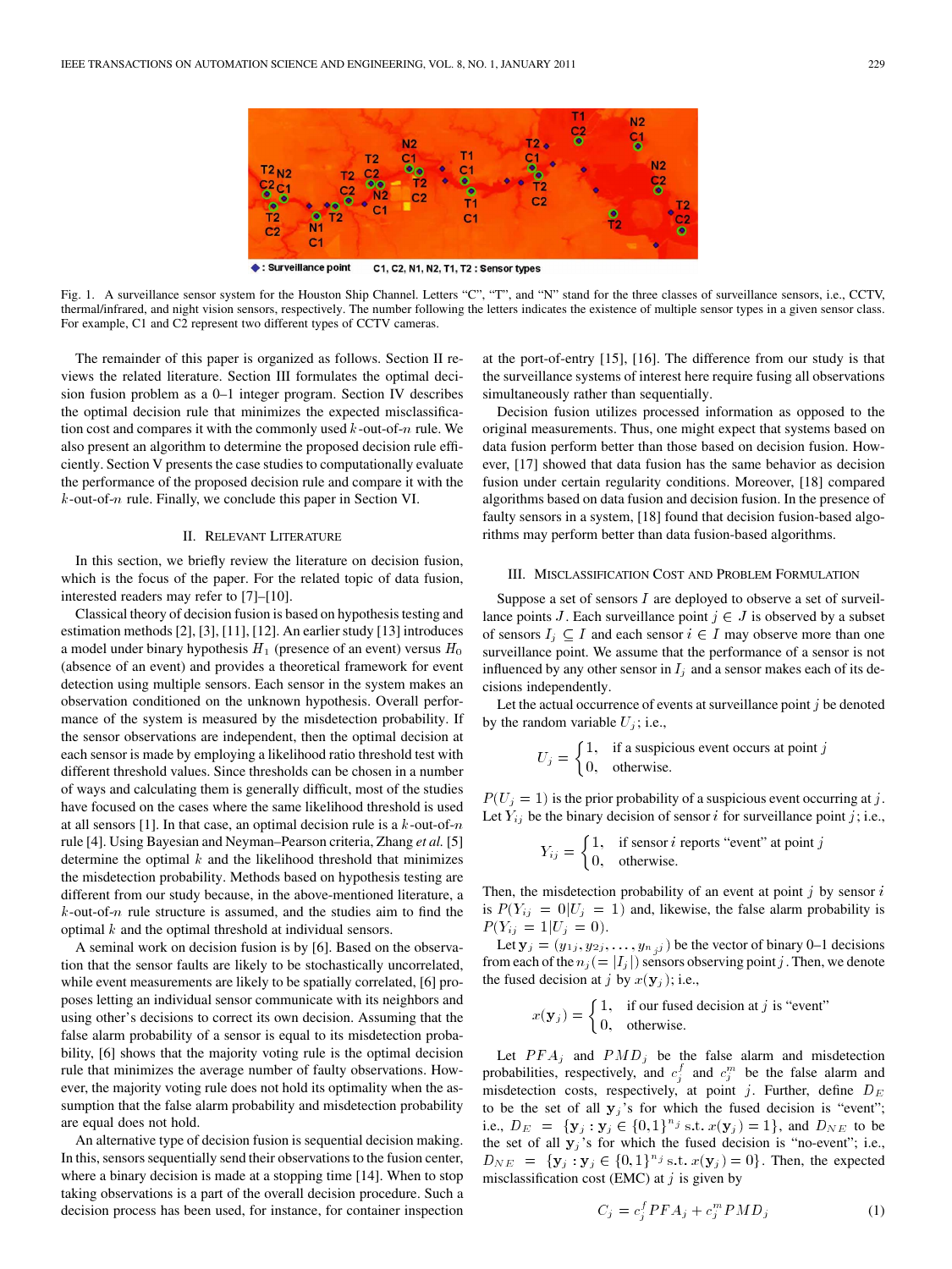Fig. 1. A surveillance sensor system for the Houston Ship Channel. Letters "C", "T", and "N" stand for the three classes of surveillance sensors, i.e., CCTV, thermal/infrared, and night vision sensors, respectively. The number following the letters indicates the existence of multiple sensor types in a given sensor class. For example, C1 and C2 represent two different types of CCTV cameras.

The remainder of this paper is organized as follows. Section II reviews the related literature. Section III formulates the optimal decision fusion problem as a 0–1 integer program. Section IV describes the optimal decision rule that minimizes the expected misclassification cost and compares it with the commonly used $k$-out-of-$n$ rule. We also present an algorithm to determine the proposed decision rule efficiently. Section V presents the case studies to computationally evaluate the performance of the proposed decision rule and compare it with the $k$-out-of-$n$ rule. Finally, we conclude this paper in Section VI.

## II. Relevant Literature

In this section, we briefly review the literature on decision fusion, which is the focus of the paper. For the related topic of data fusion, interested readers may refer to [7]–[10].

Classical theory of decision fusion is based on hypothesis testing and estimation methods [2], [3], [11], [12]. An earlier study [13] introduces a model under binary hypothesis $H_1$ (presence of an event) versus $H_0$ (absence of an event) and provides a theoretical framework for event detection using multiple sensors. Each sensor in the system makes an observation conditioned on the unknown hypothesis. Overall performance of the system is measured by the misdetection probability. If the sensor observations are independent, then the optimal decision at each sensor is made by employing a likelihood ratio threshold test with different threshold values. Since thresholds can be chosen in a number of ways and calculating them is generally difficult, most of the studies have focused on the cases where the same likelihood threshold is used at all sensors [1]. In that case, an optimal decision rule is a $k$-out-of-$n$ rule [4]. Using Bayesian and Neyman–Pearson criteria, Zhang *et al.* [5] determine the optimal $k$ and the likelihood threshold that minimizes the misdetection probability. Methods based on hypothesis testing are different from our study because, in the above-mentioned literature, a $k$-out-of-$n$ rule structure is assumed, and the studies aim to find the optimal $k$ and the optimal threshold at individual sensors.

A seminal work on decision fusion is by [6]. Based on the observation that the sensor faults are likely to be stochastically uncorrelated, while event measurements are likely to be spatially correlated, [6] proposes letting an individual sensor communicate with its neighbors and using other's decisions to correct its own decision. Assuming that the false alarm probability of a sensor is equal to its misdetection probability, [6] shows that the majority voting rule is the optimal decision rule that minimizes the average number of faulty observations. However, the majority voting rule does not hold its optimality when the assumption that the false alarm probability and misdetection probability are equal does not hold.

An alternative type of decision fusion is sequential decision making. In this, sensors sequentially send their observations to the fusion center, where a binary decision is made at a stopping time [14]. When to stop taking observations is a part of the overall decision procedure. Such a decision process has been used, for instance, for container inspection at the port-of-entry [15], [16]. The difference from our study is that the surveillance systems of interest here require fusing all observations simultaneously rather than sequentially.

Decision fusion utilizes processed information as opposed to the original measurements. Thus, one might expect that systems based on data fusion perform better than those based on decision fusion. However, [17] showed that data fusion has the same behavior as decision fusion under certain regularity conditions. Moreover, [18] compared algorithms based on data fusion and decision fusion. In the presence of faulty sensors in a system, [18] found that decision fusion-based algorithms may perform better than data fusion-based algorithms.

## III. Misclassification Cost and Problem Formulation

Suppose a set of sensors $I$ are deployed to observe a set of surveillance points $J$. Each surveillance point $j \in J$ is observed by a subset of sensors $I_j \subseteq I$ and each sensor $i \in I$ may observe more than one surveillance point. We assume that the performance of a sensor is not influenced by any other sensor in $I_j$ and a sensor makes each of its decisions independently.

Let the actual occurrence of events at surveillance point $j$ be denoted by the random variable $U_j$; i.e.,

$$U_j = \begin{cases} 1, & \text{if a suspicious event occurs at point } j \\ 0, & \text{otherwise.} \end{cases}$$

$P(U_j = 1)$ is the prior probability of a suspicious event occurring at $j$. Let $Y_{ij}$ be the binary decision of sensor $i$ for surveillance point $j$; i.e.,

$$Y_{ij} = \begin{cases} 1, & \text{if sensor } i \text{ reports "event" at point } j \\ 0, & \text{otherwise.} \end{cases}$$

Then, the misdetection probability of an event at point $j$ by sensor $i$ is $P(Y_{ij} = 0|U_j = 1)$ and, likewise, the false alarm probability is $P(Y_{ij} = 1|U_j = 0)$.

Let $\mathbf{y}_j = (y_{1j}, y_{2j}, \ldots, y_{n_j j})$ be the vector of binary 0–1 decisions from each of the $n_j (= |I_j|)$ sensors observing point $j$. Then, we denote the fused decision at $j$ by $x(\mathbf{y}_j)$; i.e.,

$$x(\mathbf{y}_j) = \begin{cases} 1, & \text{if our fused decision at } j \text{ is "event"} \\ 0, & \text{otherwise.} \end{cases}$$

Let $PFA_j$ and $PMD_j$ be the false alarm and misdetection probabilities, respectively, and $c_j^f$ and $c_j^m$ be the false alarm and misdetection costs, respectively, at point $j$. Further, define $D_E$ to be the set of all $\mathbf{y}_j$'s for which the fused decision is "event"; i.e., $D_E = \{\mathbf{y}_j : \mathbf{y}_j \in \{0,1\}^{n_j} \text{ s.t. } x(\mathbf{y}_j) = 1\}$, and $D_{NE}$ to be the set of all $\mathbf{y}_j$'s for which the fused decision is "no-event"; i.e., $D_{NE} = \{\mathbf{y}_j : \mathbf{y}_j \in \{0,1\}^{n_j} \text{ s.t. } x(\mathbf{y}_j) = 0\}$. Then, the expected misclassification cost (EMC) at $j$ is given by

$$C_j = c_j^f PFA_j + c_j^m PMD_j \tag{1}$$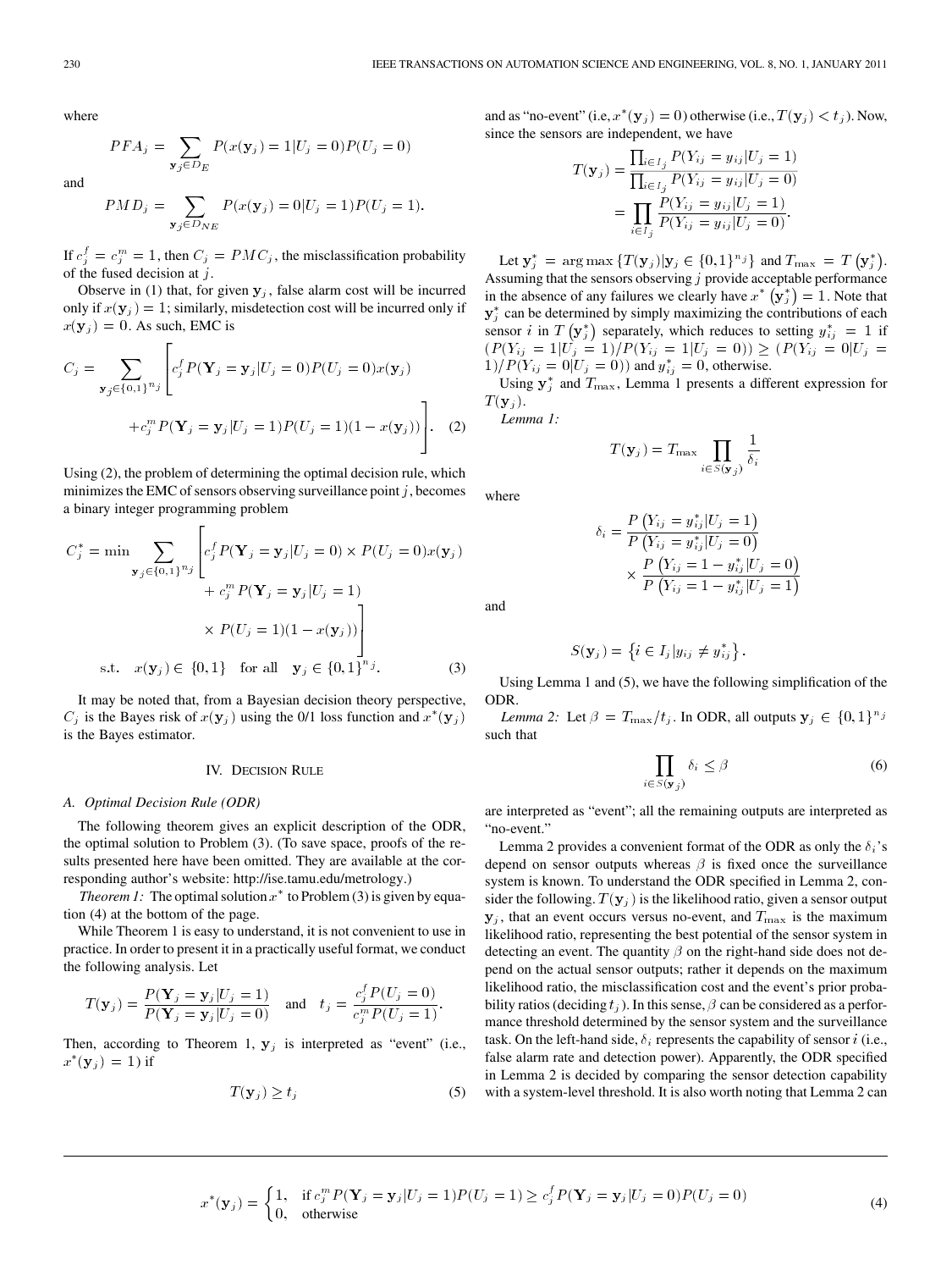where

$$PFA_j = \sum_{\mathbf{y}_j \in D_E} P(x(\mathbf{y}_j) = 1 | U_j = 0) P(U_j = 0)$$

and

$$PMD_j = \sum_{\mathbf{y}_j \in D_{NE}} P(x(\mathbf{y}_j) = 0 | U_j = 1) P(U_j = 1).$$

If $c_j^f = c_j^m = 1$, then $C_j = PMC_j$, the misclassification probability of the fused decision at $j$.

Observe in (1) that, for given $\mathbf{y}_j$, false alarm cost will be incurred only if $x(\mathbf{y}_j) = 1$; similarly, misdetection cost will be incurred only if $x(\mathbf{y}_j) = 0$. As such, EMC is

$$C_j = \sum_{\mathbf{y}_j \in \{0,1\}^{n_j}} \Bigg[ c_j^f P(\mathbf{Y}_j = \mathbf{y}_j | U_j = 0) P(U_j = 0) x(\mathbf{y}_j) + c_j^m P(\mathbf{Y}_j = \mathbf{y}_j | U_j = 1) P(U_j = 1)(1 - x(\mathbf{y}_j)) \Bigg]. \quad (2)$$

Using (2), the problem of determining the optimal decision rule, which minimizes the EMC of sensors observing surveillance point $j$, becomes a binary integer programming problem

$$C_j^* = \min \sum_{\mathbf{y}_j \in \{0,1\}^{n_j}} \Bigg[ c_j^f P(\mathbf{Y}_j = \mathbf{y}_j | U_j = 0) \times P(U_j = 0) x(\mathbf{y}_j) + c_j^m P(\mathbf{Y}_j = \mathbf{y}_j | U_j = 1) \times P(U_j = 1)(1 - x(\mathbf{y}_j)) \Bigg]$$
$$\text{s.t.} \quad x(\mathbf{y}_j) \in \{0, 1\} \quad \text{for all} \quad \mathbf{y}_j \in \{0,1\}^{n_j}. \quad (3)$$

It may be noted that, from a Bayesian decision theory perspective, $C_j$ is the Bayes risk of $x(\mathbf{y}_j)$ using the 0/1 loss function and $x^*(\mathbf{y}_j)$ is the Bayes estimator.

## IV. Decision Rule

### A. Optimal Decision Rule (ODR)

The following theorem gives an explicit description of the ODR, the optimal solution to Problem (3). (To save space, proofs of the results presented here have been omitted. They are available at the corresponding author's website: http://ise.tamu.edu/metrology.)

*Theorem 1:* The optimal solution $x^*$ to Problem (3) is given by equation (4) at the bottom of the page.

While Theorem 1 is easy to understand, it is not convenient to use in practice. In order to present it in a practically useful format, we conduct the following analysis. Let

$$T(\mathbf{y}_j) = \frac{P(\mathbf{Y}_j = \mathbf{y}_j | U_j = 1)}{P(\mathbf{Y}_j = \mathbf{y}_j | U_j = 0)} \quad \text{and} \quad t_j = \frac{c_j^f P(U_j = 0)}{c_j^m P(U_j = 1)}.$$

Then, according to Theorem 1, $\mathbf{y}_j$ is interpreted as "event" (i.e., $x^*(\mathbf{y}_j) = 1$) if

$$T(\mathbf{y}_j) \geq t_j \quad (5)$$

and as "no-event" (i.e, $x^*(\mathbf{y}_j) = 0$) otherwise (i.e., $T(\mathbf{y}_j) < t_j$). Now, since the sensors are independent, we have

$$T(\mathbf{y}_j) = \frac{\prod_{i \in I_j} P(Y_{ij} = y_{ij} | U_j = 1)}{\prod_{i \in I_j} P(Y_{ij} = y_{ij} | U_j = 0)} = \prod_{i \in I_j} \frac{P(Y_{ij} = y_{ij} | U_j = 1)}{P(Y_{ij} = y_{ij} | U_j = 0)}.$$

Let $\mathbf{y}_j^* = \arg\max \{T(\mathbf{y}_j) | \mathbf{y}_j \in \{0,1\}^{n_j}\}$ and $T_{\max} = T(\mathbf{y}_j^*)$. Assuming that the sensors observing $j$ provide acceptable performance in the absence of any failures we clearly have $x^*(\mathbf{y}_j^*) = 1$. Note that $\mathbf{y}_j^*$ can be determined by simply maximizing the contributions of each sensor $i$ in $T(\mathbf{y}_j^*)$ separately, which reduces to setting $y_{ij}^* = 1$ if $(P(Y_{ij} = 1 | U_j = 1)/P(Y_{ij} = 1 | U_j = 0)) \geq (P(Y_{ij} = 0 | U_j = 1)/P(Y_{ij} = 0 | U_j = 0))$ and $y_{ij}^* = 0$, otherwise.

Using $\mathbf{y}_j^*$ and $T_{\max}$, Lemma 1 presents a different expression for $T(\mathbf{y}_j)$.

*Lemma 1:*

$$T(\mathbf{y}_j) = T_{\max} \prod_{i \in S(\mathbf{y}_j)} \frac{1}{\delta_i}$$

where

$$\delta_i = \frac{P(Y_{ij} = y_{ij}^* | U_j = 1)}{P(Y_{ij} = y_{ij}^* | U_j = 0)} \times \frac{P(Y_{ij} = 1 - y_{ij}^* | U_j = 0)}{P(Y_{ij} = 1 - y_{ij}^* | U_j = 1)}$$

and

$$S(\mathbf{y}_j) = \{i \in I_j | y_{ij} \neq y_{ij}^*\}.$$

Using Lemma 1 and (5), we have the following simplification of the ODR.

*Lemma 2:* Let $\beta = T_{\max}/t_j$. In ODR, all outputs $\mathbf{y}_j \in \{0,1\}^{n_j}$ such that

$$\prod_{i \in S(\mathbf{y}_j)} \delta_i \leq \beta \quad (6)$$

are interpreted as "event"; all the remaining outputs are interpreted as "no-event."

Lemma 2 provides a convenient format of the ODR as only the $\delta_i$'s depend on sensor outputs whereas $\beta$ is fixed once the surveillance system is known. To understand the ODR specified in Lemma 2, consider the following. $T(\mathbf{y}_j)$ is the likelihood ratio, given a sensor output $\mathbf{y}_j$, that an event occurs versus no-event, and $T_{\max}$ is the maximum likelihood ratio, representing the best potential of the sensor system in detecting an event. The quantity $\beta$ on the right-hand side does not depend on the actual sensor outputs; rather it depends on the maximum likelihood ratio, the misclassification cost and the event's prior probability ratios (deciding $t_j$). In this sense, $\beta$ can be considered as a performance threshold determined by the sensor system and the surveillance task. On the left-hand side, $\delta_i$ represents the capability of sensor $i$ (i.e., false alarm rate and detection power). Apparently, the ODR specified in Lemma 2 is decided by comparing the sensor detection capability with a system-level threshold. It is also worth noting that Lemma 2 can

$$x^*(\mathbf{y}_j) = \begin{cases} 1, & \text{if } c_j^m P(\mathbf{Y}_j = \mathbf{y}_j | U_j = 1) P(U_j = 1) \geq c_j^f P(\mathbf{Y}_j = \mathbf{y}_j | U_j = 0) P(U_j = 0) \\ 0, & \text{otherwise} \end{cases} \quad (4)$$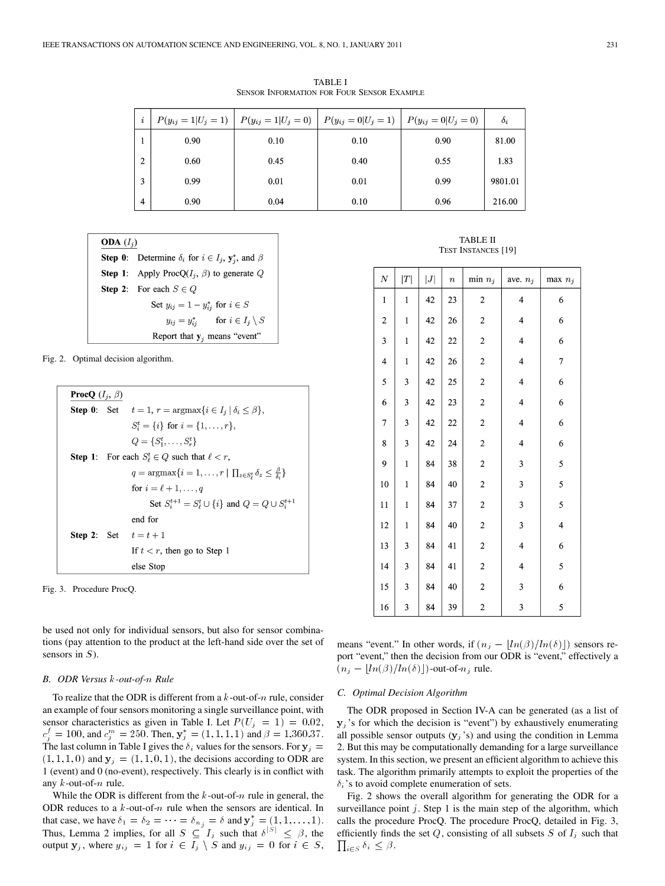TABLE I
SENSOR INFORMATION FOR FOUR SENSOR EXAMPLE

| $i$ | $P(y_{ij}=1\|U_j=1)$ | $P(y_{ij}=1\|U_j=0)$ | $P(y_{ij}=0\|U_j=1)$ | $P(y_{ij}=0\|U_j=0)$ | $\delta_i$ |
|---|---|---|---|---|---|
| 1 | 0.90 | 0.10 | 0.10 | 0.90 | 81.00 |
| 2 | 0.60 | 0.45 | 0.40 | 0.55 | 1.83 |
| 3 | 0.99 | 0.01 | 0.01 | 0.99 | 9801.01 |
| 4 | 0.90 | 0.04 | 0.10 | 0.96 | 216.00 |

**ODA** ($I_j$)

**Step 0**: Determine $\delta_i$ for $i \in I_j$, $\mathbf{y}_j^*$, and $\beta$

**Step 1**: Apply ProcQ($I_j$, $\beta$) to generate $Q$

**Step 2**: For each $S \in Q$

Set $y_{ij} = 1 - y_{ij}^*$ for $i \in S$

$y_{ij} = y_{ij}^*$ for $i \in I_j \setminus S$

Report that $\mathbf{y}_j$ means "event"

Fig. 2. Optimal decision algorithm.

**ProcQ** ($I_j$, $\beta$)

**Step 0**: Set $t = 1$, $r = \text{argmax}\{i \in I_j \mid \delta_i \leq \beta\}$,

$S_i^t = \{i\}$ for $i = \{1, \ldots, r\}$,

$Q = \{S_1^t, \ldots, S_r^t\}$

**Step 1**: For each $S_\ell^t \in Q$ such that $\ell < r$,

$q = \text{argmax}\{i = 1, \ldots, r \mid \prod_{z \in S_\ell^t} \delta_z \leq \frac{\beta}{\delta_i}\}$

for $i = \ell + 1, \ldots, q$

Set $S_i^{t+1} = S_\ell^t \cup \{i\}$ and $Q = Q \cup S_i^{t+1}$

end for

**Step 2**: Set $t = t + 1$

If $t < r$, then go to Step 1

else Stop

Fig. 3. Procedure ProcQ.

be used not only for individual sensors, but also for sensor combinations (pay attention to the product at the left-hand side over the set of sensors in $S$).

### B. ODR Versus $k$-out-of-$n$ Rule

To realize that the ODR is different from a $k$-out-of-$n$ rule, consider an example of four sensors monitoring a single surveillance point, with sensor characteristics as given in Table I. Let $P(U_j = 1) = 0.02$, $c_j^f = 100$, and $c_j^m = 250$. Then, $\mathbf{y}_j^* = (1,1,1,1)$ and $\beta = 1{,}360.37$. The last column in Table I gives the $\delta_i$ values for the sensors. For $\mathbf{y}_j = (1,1,1,0)$ and $\mathbf{y}_j = (1,1,0,1)$, the decisions according to ODR are 1 (event) and 0 (no-event), respectively. This clearly is in conflict with any $k$-out-of-$n$ rule.

While the ODR is different from the $k$-out-of-$n$ rule in general, the ODR reduces to a $k$-out-of-$n$ rule when the sensors are identical. In that case, we have $\delta_1 = \delta_2 = \cdots = \delta_{n_j} = \delta$ and $\mathbf{y}_j^* = (1,1,\ldots,1)$. Thus, Lemma 2 implies, for all $S \subseteq I_j$ such that $\delta^{|S|} \leq \beta$, the output $\mathbf{y}_j$, where $y_{ij} = 1$ for $i \in I_j \setminus S$ and $y_{ij} = 0$ for $i \in S$, means "event." In other words, if $(n_j - \lfloor ln(\beta)/ln(\delta) \rfloor)$ sensors report "event," then the decision from our ODR is "event," effectively a $(n_j - \lfloor ln(\beta)/ln(\delta) \rfloor)$-out-of-$n_j$ rule.

TABLE II
TEST INSTANCES [19]

| $N$ | $\|T\|$ | $\|J\|$ | $n$ | min $n_j$ | ave. $n_j$ | max $n_j$ |
|---|---|---|---|---|---|---|
| 1 | 1 | 42 | 23 | 2 | 4 | 6 |
| 2 | 1 | 42 | 26 | 2 | 4 | 6 |
| 3 | 1 | 42 | 22 | 2 | 4 | 6 |
| 4 | 1 | 42 | 26 | 2 | 4 | 7 |
| 5 | 3 | 42 | 25 | 2 | 4 | 6 |
| 6 | 3 | 42 | 23 | 2 | 4 | 6 |
| 7 | 3 | 42 | 22 | 2 | 4 | 6 |
| 8 | 3 | 42 | 24 | 2 | 4 | 6 |
| 9 | 1 | 84 | 38 | 2 | 3 | 5 |
| 10 | 1 | 84 | 40 | 2 | 3 | 5 |
| 11 | 1 | 84 | 37 | 2 | 3 | 5 |
| 12 | 1 | 84 | 40 | 2 | 3 | 4 |
| 13 | 3 | 84 | 41 | 2 | 4 | 6 |
| 14 | 3 | 84 | 41 | 2 | 4 | 5 |
| 15 | 3 | 84 | 40 | 2 | 3 | 6 |
| 16 | 3 | 84 | 39 | 2 | 3 | 5 |

### C. Optimal Decision Algorithm

The ODR proposed in Section IV-A can be generated (as a list of $\mathbf{y}_j$'s for which the decision is "event") by exhaustively enumerating all possible sensor outputs ($\mathbf{y}_j$'s) and using the condition in Lemma 2. But this may be computationally demanding for a large surveillance system. In this section, we present an efficient algorithm to achieve this task. The algorithm primarily attempts to exploit the properties of the $\delta_i$'s to avoid complete enumeration of sets.

Fig. 2 shows the overall algorithm for generating the ODR for a surveillance point $j$. Step 1 is the main step of the algorithm, which calls the procedure ProcQ. The procedure ProcQ, detailed in Fig. 3, efficiently finds the set $Q$, consisting of all subsets $S$ of $I_j$ such that $\prod_{i \in S} \delta_i \leq \beta$.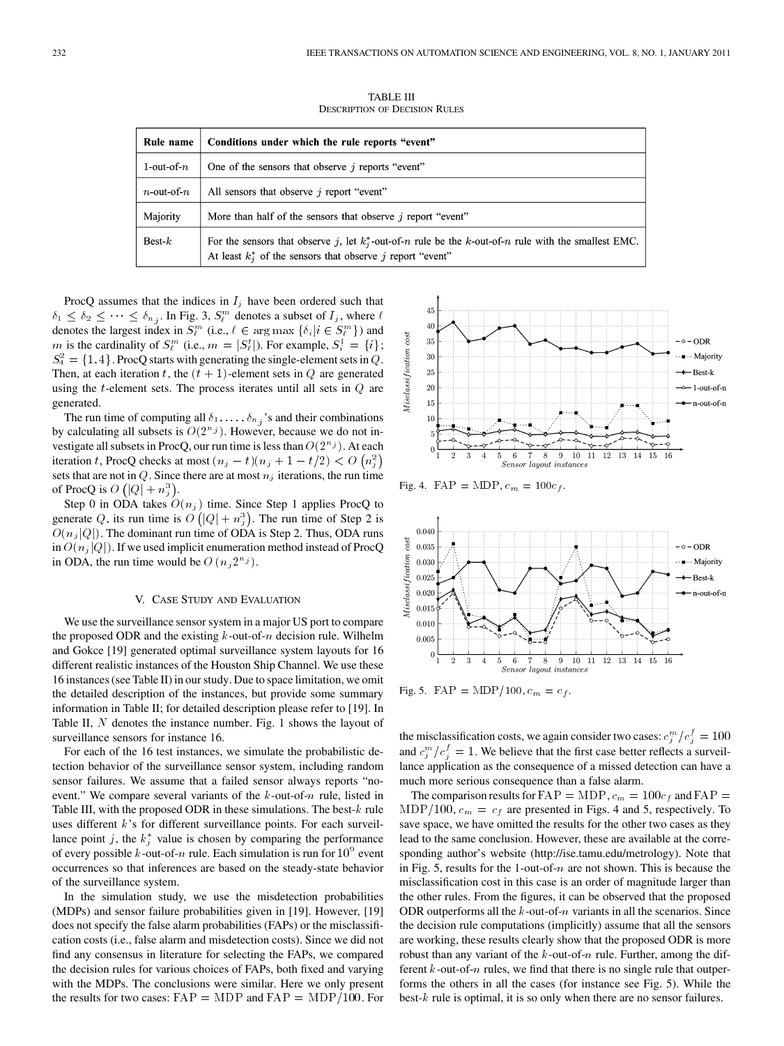TABLE III
DESCRIPTION OF DECISION RULES

| Rule name | Conditions under which the rule reports "event" |
|---|---|
| 1-out-of-$n$ | One of the sensors that observe $j$ reports "event" |
| $n$-out-of-$n$ | All sensors that observe $j$ report "event" |
| Majority | More than half of the sensors that observe $j$ report "event" |
| Best-$k$ | For the sensors that observe $j$, let $k_j^*$-out-of-$n$ rule be the $k$-out-of-$n$ rule with the smallest EMC. At least $k_j^*$ of the sensors that observe $j$ report "event" |

ProcQ assumes that the indices in $I_j$ have been ordered such that $\delta_1 \leq \delta_2 \leq \cdots \leq \delta_{n_j}$. In Fig. 3, $S_\ell^m$ denotes a subset of $I_j$, where $\ell$ denotes the largest index in $S_\ell^m$ (i.e., $\ell \in \arg\max\{\delta_i | i \in S_\ell^m\}$) and $m$ is the cardinality of $S_\ell^m$ (i.e., $m = |S_\ell^t|$). For example, $S_i^1 = \{i\}$; $S_4^2 = \{1, 4\}$. ProcQ starts with generating the single-element sets in $Q$. Then, at each iteration $t$, the $(t+1)$-element sets in $Q$ are generated using the $t$-element sets. The process iterates until all sets in $Q$ are generated.

The run time of computing all $\delta_1, \ldots, \delta_{n_j}$'s and their combinations by calculating all subsets is $O(2^{n_j})$. However, because we do not investigate all subsets in ProcQ, our run time is less than $O(2^{n_j})$. At each iteration $t$, ProcQ checks at most $(n_j - t)(n_j + 1 - t/2) < O(n_j^2)$ sets that are not in $Q$. Since there are at most $n_j$ iterations, the run time of ProcQ is $O(|Q| + n_j^3)$.

Step 0 in ODA takes $O(n_j)$ time. Since Step 1 applies ProcQ to generate $Q$, its run time is $O(|Q| + n_j^3)$. The run time of Step 2 is $O(n_j|Q|)$. The dominant run time of ODA is Step 2. Thus, ODA runs in $O(n_j|Q|)$. If we used implicit enumeration method instead of ProcQ in ODA, the run time would be $O(n_j 2^{n_j})$.

## V. Case Study and Evaluation

We use the surveillance sensor system in a major US port to compare the proposed ODR and the existing $k$-out-of-$n$ decision rule. Wilhelm and Gokce [19] generated optimal surveillance system layouts for 16 different realistic instances of the Houston Ship Channel. We use these 16 instances (see Table II) in our study. Due to space limitation, we omit the detailed description of the instances, but provide some summary information in Table II; for detailed description please refer to [19]. In Table II, $N$ denotes the instance number. Fig. 1 shows the layout of surveillance sensors for instance 16.

For each of the 16 test instances, we simulate the probabilistic detection behavior of the surveillance sensor system, including random sensor failures. We assume that a failed sensor always reports "no-event." We compare several variants of the $k$-out-of-$n$ rule, listed in Table III, with the proposed ODR in these simulations. The best-$k$ rule uses different $k$'s for different surveillance points. For each surveillance point $j$, the $k_j^*$ value is chosen by comparing the performance of every possible $k$-out-of-$n$ rule. Each simulation is run for $10^9$ event occurrences so that inferences are based on the steady-state behavior of the surveillance system.

In the simulation study, we use the misdetection probabilities (MDPs) and sensor failure probabilities given in [19]. However, [19] does not specify the false alarm probabilities (FAPs) or the misclassification costs (i.e., false alarm and misdetection costs). Since we did not find any consensus in literature for selecting the FAPs, we compared the decision rules for various choices of FAPs, both fixed and varying with the MDPs. The conclusions were similar. Here we only present the results for two cases: $\text{FAP} = \text{MDP}$ and $\text{FAP} = \text{MDP}/100$. For the misclassification costs, we again consider two cases: $c_j^m / c_j^f = 100$ and $c_j^m / c_j^f = 1$. We believe that the first case better reflects a surveillance application as the consequence of a missed detection can have a much more serious consequence than a false alarm.

Fig. 4. $\text{FAP} = \text{MDP}$, $c_m = 100c_f$.

Fig. 5. $\text{FAP} = \text{MDP}/100$, $c_m = c_f$.

The comparison results for $\text{FAP} = \text{MDP}$, $c_m = 100c_f$ and $\text{FAP} = \text{MDP}/100$, $c_m = c_f$ are presented in Figs. 4 and 5, respectively. To save space, we have omitted the results for the other two cases as they lead to the same conclusion. However, these are available at the corresponding author's website (http://ise.tamu.edu/metrology). Note that in Fig. 5, results for the 1-out-of-$n$ are not shown. This is because the misclassification cost in this case is an order of magnitude larger than the other rules. From the figures, it can be observed that the proposed ODR outperforms all the $k$-out-of-$n$ variants in all the scenarios. Since the decision rule computations (implicitly) assume that all the sensors are working, these results clearly show that the proposed ODR is more robust than any variant of the $k$-out-of-$n$ rule. Further, among the different $k$-out-of-$n$ rules, we find that there is no single rule that outperforms the others in all the cases (for instance see Fig. 5). While the best-$k$ rule is optimal, it is so only when there are no sensor failures.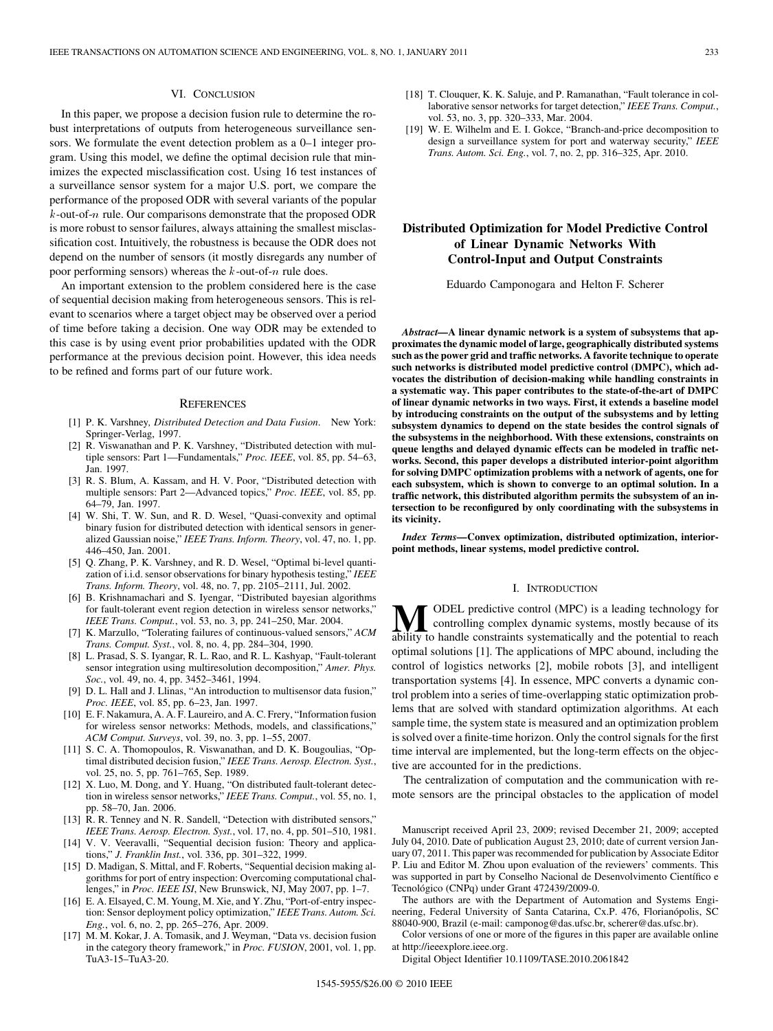## VI. Conclusion

In this paper, we propose a decision fusion rule to determine the robust interpretations of outputs from heterogeneous surveillance sensors. We formulate the event detection problem as a 0–1 integer program. Using this model, we define the optimal decision rule that minimizes the expected misclassification cost. Using 16 test instances of a surveillance sensor system for a major U.S. port, we compare the performance of the proposed ODR with several variants of the popular $k$-out-of-$n$ rule. Our comparisons demonstrate that the proposed ODR is more robust to sensor failures, always attaining the smallest misclassification cost. Intuitively, the robustness is because the ODR does not depend on the number of sensors (it mostly disregards any number of poor performing sensors) whereas the $k$-out-of-$n$ rule does.

An important extension to the problem considered here is the case of sequential decision making from heterogeneous sensors. This is relevant to scenarios where a target object may be observed over a period of time before taking a decision. One way ODR may be extended to this case is by using event prior probabilities updated with the ODR performance at the previous decision point. However, this idea needs to be refined and forms part of our future work.

## References

[1] P. K. Varshney, *Distributed Detection and Data Fusion*. New York: Springer-Verlag, 1997.

[2] R. Viswanathan and P. K. Varshney, "Distributed detection with multiple sensors: Part 1—Fundamentals," *Proc. IEEE*, vol. 85, pp. 54–63, Jan. 1997.

[3] R. S. Blum, A. Kassam, and H. V. Poor, "Distributed detection with multiple sensors: Part 2—Advanced topics," *Proc. IEEE*, vol. 85, pp. 64–79, Jan. 1997.

[4] W. Shi, T. W. Sun, and R. D. Wesel, "Quasi-convexity and optimal binary fusion for distributed detection with identical sensors in generalized Gaussian noise," *IEEE Trans. Inform. Theory*, vol. 47, no. 1, pp. 446–450, Jan. 2001.

[5] Q. Zhang, P. K. Varshney, and R. D. Wesel, "Optimal bi-level quantization of i.i.d. sensor observations for binary hypothesis testing," *IEEE Trans. Inform. Theory*, vol. 48, no. 7, pp. 2105–2111, Jul. 2002.

[6] B. Krishnamachari and S. Iyengar, "Distributed bayesian algorithms for fault-tolerant event region detection in wireless sensor networks," *IEEE Trans. Comput.*, vol. 53, no. 3, pp. 241–250, Mar. 2004.

[7] K. Marzullo, "Tolerating failures of continuous-valued sensors," *ACM Trans. Comput. Syst.*, vol. 8, no. 4, pp. 284–304, 1990.

[8] L. Prasad, S. S. Iyengar, R. L. Rao, and R. L. Kashyap, "Fault-tolerant sensor integration using multiresolution decomposition," *Amer. Phys. Soc.*, vol. 49, no. 4, pp. 3452–3461, 1994.

[9] D. L. Hall and J. Llinas, "An introduction to multisensor data fusion," *Proc. IEEE*, vol. 85, pp. 6–23, Jan. 1997.

[10] E. F. Nakamura, A. A. F. Laureiro, and A. C. Frery, "Information fusion for wireless sensor networks: Methods, models, and classifications," *ACM Comput. Surveys*, vol. 39, no. 3, pp. 1–55, 2007.

[11] S. C. A. Thomopoulos, R. Viswanathan, and D. K. Bougoulias, "Optimal distributed decision fusion," *IEEE Trans. Aerosp. Electron. Syst.*, vol. 25, no. 5, pp. 761–765, Sep. 1989.

[12] X. Luo, M. Dong, and Y. Huang, "On distributed fault-tolerant detection in wireless sensor networks," *IEEE Trans. Comput.*, vol. 55, no. 1, pp. 58–70, Jan. 2006.

[13] R. R. Tenney and N. R. Sandell, "Detection with distributed sensors," *IEEE Trans. Aerosp. Electron. Syst.*, vol. 17, no. 4, pp. 501–510, 1981.

[14] V. V. Veeravalli, "Sequential decision fusion: Theory and applications," *J. Franklin Inst.*, vol. 336, pp. 301–322, 1999.

[15] D. Madigan, S. Mittal, and F. Roberts, "Sequential decision making algorithms for port of entry inspection: Overcoming computational challenges," in *Proc. IEEE ISI*, New Brunswick, NJ, May 2007, pp. 1–7.

[16] E. A. Elsayed, C. M. Young, M. Xie, and Y. Zhu, "Port-of-entry inspection: Sensor deployment policy optimization," *IEEE Trans. Autom. Sci. Eng.*, vol. 6, no. 2, pp. 265–276, Apr. 2009.

[17] M. M. Kokar, J. A. Tomasik, and J. Weyman, "Data vs. decision fusion in the category theory framework," in *Proc. FUSION*, 2001, vol. 1, pp. TuA3-15–TuA3-20.

[18] T. Clouquer, K. K. Saluje, and P. Ramanathan, "Fault tolerance in collaborative sensor networks for target detection," *IEEE Trans. Comput.*, vol. 53, no. 3, pp. 320–333, Mar. 2004.

[19] W. E. Wilhelm and E. I. Gokce, "Branch-and-price decomposition to design a surveillance system for port and waterway security," *IEEE Trans. Autom. Sci. Eng.*, vol. 7, no. 2, pp. 316–325, Apr. 2010.

# Distributed Optimization for Model Predictive Control of Linear Dynamic Networks With Control-Input and Output Constraints

Eduardo Camponogara and Helton F. Scherer

***Abstract*—A linear dynamic network is a system of subsystems that approximates the dynamic model of large, geographically distributed systems such as the power grid and traffic networks. A favorite technique to operate such networks is distributed model predictive control (DMPC), which advocates the distribution of decision-making while handling constraints in a systematic way. This paper contributes to the state-of-the-art of DMPC of linear dynamic networks in two ways. First, it extends a baseline model by introducing constraints on the output of the subsystems and by letting subsystem dynamics to depend on the state besides the control signals of the subsystems in the neighborhood. With these extensions, constraints on queue lengths and delayed dynamic effects can be modeled in traffic networks. Second, this paper develops a distributed interior-point algorithm for solving DMPC optimization problems with a network of agents, one for each subsystem, which is shown to converge to an optimal solution. In a traffic network, this distributed algorithm permits the subsystem of an intersection to be reconfigured by only coordinating with the subsystems in its vicinity.**

***Index Terms*—Convex optimization, distributed optimization, interior-point methods, linear systems, model predictive control.**

## I. Introduction

Model predictive control (MPC) is a leading technology for controlling complex dynamic systems, mostly because of its ability to handle constraints systematically and the potential to reach optimal solutions [1]. The applications of MPC abound, including the control of logistics networks [2], mobile robots [3], and intelligent transportation systems [4]. In essence, MPC converts a dynamic control problem into a series of time-overlapping static optimization problems that are solved with standard optimization algorithms. At each sample time, the system state is measured and an optimization problem is solved over a finite-time horizon. Only the control signals for the first time interval are implemented, but the long-term effects on the objective are accounted for in the predictions.

The centralization of computation and the communication with remote sensors are the principal obstacles to the application of model

Manuscript received April 23, 2009; revised December 21, 2009; accepted July 04, 2010. Date of publication August 23, 2010; date of current version January 07, 2011. This paper was recommended for publication by Associate Editor P. Liu and Editor M. Zhou upon evaluation of the reviewers' comments. This was supported in part by Conselho Nacional de Desenvolvimento Científico e Tecnológico (CNPq) under Grant 472439/2009-0.

The authors are with the Department of Automation and Systems Engineering, Federal University of Santa Catarina, Cx.P. 476, Florianópolis, SC 88040-900, Brazil (e-mail: camponog@das.ufsc.br, scherer@das.ufsc.br).

Color versions of one or more of the figures in this paper are available online at http://ieeexplore.ieee.org.

Digital Object Identifier 10.1109/TASE.2010.2061842